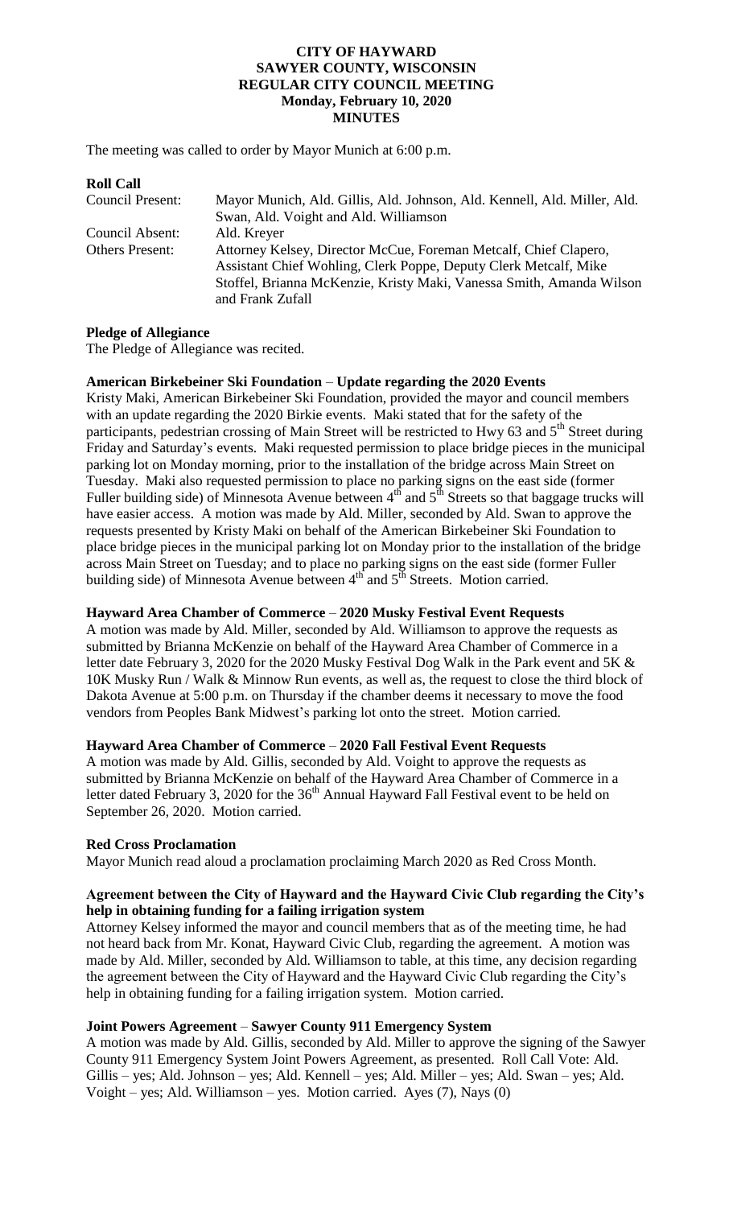# CITY OF HAYWARD
## SAWYER COUNTY, WISCONSIN
## REGULAR CITY COUNCIL MEETING
## Monday, February 10, 2020
## MINUTES

The meeting was called to order by Mayor Munich at 6:00 p.m.

### Roll Call

| | |
|---|---|
| Council Present: | Mayor Munich, Ald. Gillis, Ald. Johnson, Ald. Kennell, Ald. Miller, Ald. Swan, Ald. Voight and Ald. Williamson |
| Council Absent: | Ald. Kreyer |
| Others Present: | Attorney Kelsey, Director McCue, Foreman Metcalf, Chief Clapero, Assistant Chief Wohling, Clerk Poppe, Deputy Clerk Metcalf, Mike Stoffel, Brianna McKenzie, Kristy Maki, Vanessa Smith, Amanda Wilson and Frank Zufall |

### Pledge of Allegiance

The Pledge of Allegiance was recited.

### American Birkebeiner Ski Foundation – Update regarding the 2020 Events

Kristy Maki, American Birkebeiner Ski Foundation, provided the mayor and council members with an update regarding the 2020 Birkie events. Maki stated that for the safety of the participants, pedestrian crossing of Main Street will be restricted to Hwy 63 and 5th Street during Friday and Saturday's events. Maki requested permission to place bridge pieces in the municipal parking lot on Monday morning, prior to the installation of the bridge across Main Street on Tuesday. Maki also requested permission to place no parking signs on the east side (former Fuller building side) of Minnesota Avenue between 4th and 5th Streets so that baggage trucks will have easier access. A motion was made by Ald. Miller, seconded by Ald. Swan to approve the requests presented by Kristy Maki on behalf of the American Birkebeiner Ski Foundation to place bridge pieces in the municipal parking lot on Monday prior to the installation of the bridge across Main Street on Tuesday; and to place no parking signs on the east side (former Fuller building side) of Minnesota Avenue between 4th and 5th Streets. Motion carried.

### Hayward Area Chamber of Commerce – 2020 Musky Festival Event Requests

A motion was made by Ald. Miller, seconded by Ald. Williamson to approve the requests as submitted by Brianna McKenzie on behalf of the Hayward Area Chamber of Commerce in a letter date February 3, 2020 for the 2020 Musky Festival Dog Walk in the Park event and 5K & 10K Musky Run / Walk & Minnow Run events, as well as, the request to close the third block of Dakota Avenue at 5:00 p.m. on Thursday if the chamber deems it necessary to move the food vendors from Peoples Bank Midwest's parking lot onto the street. Motion carried.

### Hayward Area Chamber of Commerce – 2020 Fall Festival Event Requests

A motion was made by Ald. Gillis, seconded by Ald. Voight to approve the requests as submitted by Brianna McKenzie on behalf of the Hayward Area Chamber of Commerce in a letter dated February 3, 2020 for the 36th Annual Hayward Fall Festival event to be held on September 26, 2020. Motion carried.

### Red Cross Proclamation

Mayor Munich read aloud a proclamation proclaiming March 2020 as Red Cross Month.

### Agreement between the City of Hayward and the Hayward Civic Club regarding the City's help in obtaining funding for a failing irrigation system

Attorney Kelsey informed the mayor and council members that as of the meeting time, he had not heard back from Mr. Konat, Hayward Civic Club, regarding the agreement. A motion was made by Ald. Miller, seconded by Ald. Williamson to table, at this time, any decision regarding the agreement between the City of Hayward and the Hayward Civic Club regarding the City's help in obtaining funding for a failing irrigation system. Motion carried.

### Joint Powers Agreement – Sawyer County 911 Emergency System

A motion was made by Ald. Gillis, seconded by Ald. Miller to approve the signing of the Sawyer County 911 Emergency System Joint Powers Agreement, as presented. Roll Call Vote: Ald. Gillis – yes; Ald. Johnson – yes; Ald. Kennell – yes; Ald. Miller – yes; Ald. Swan – yes; Ald. Voight – yes; Ald. Williamson – yes. Motion carried. Ayes (7), Nays (0)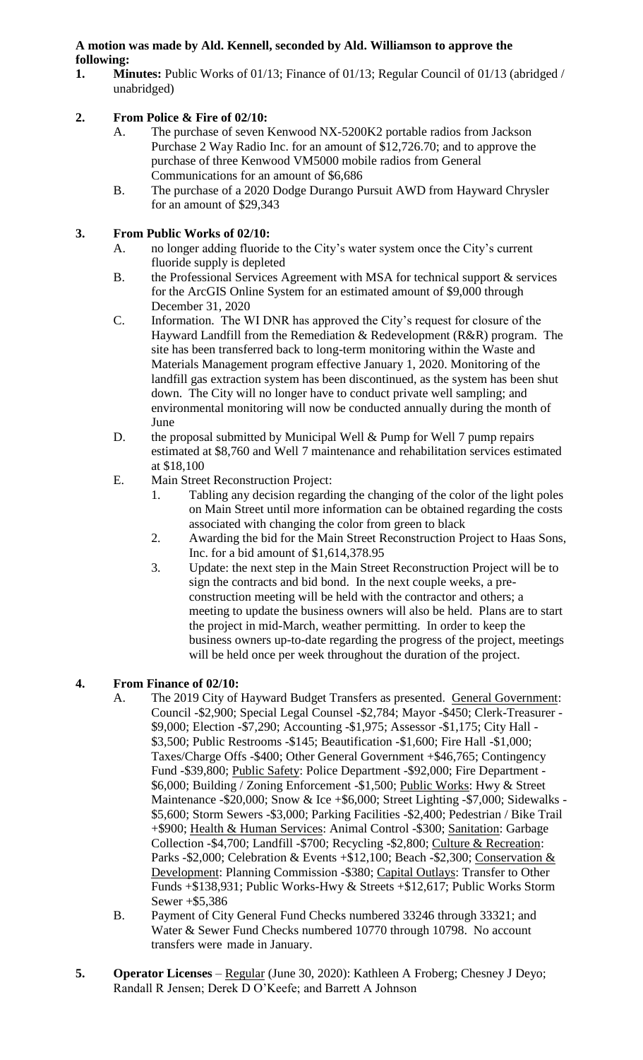**A motion was made by Ald. Kennell, seconded by Ald. Williamson to approve the following:**

1. **Minutes:** Public Works of 01/13; Finance of 01/13; Regular Council of 01/13 (abridged / unabridged)

2. **From Police & Fire of 02/10:**
   - A. The purchase of seven Kenwood NX-5200K2 portable radios from Jackson Purchase 2 Way Radio Inc. for an amount of $12,726.70; and to approve the purchase of three Kenwood VM5000 mobile radios from General Communications for an amount of $6,686
   - B. The purchase of a 2020 Dodge Durango Pursuit AWD from Hayward Chrysler for an amount of $29,343

3. **From Public Works of 02/10:**
   - A. no longer adding fluoride to the City's water system once the City's current fluoride supply is depleted
   - B. the Professional Services Agreement with MSA for technical support & services for the ArcGIS Online System for an estimated amount of $9,000 through December 31, 2020
   - C. Information. The WI DNR has approved the City's request for closure of the Hayward Landfill from the Remediation & Redevelopment (R&R) program. The site has been transferred back to long-term monitoring within the Waste and Materials Management program effective January 1, 2020. Monitoring of the landfill gas extraction system has been discontinued, as the system has been shut down. The City will no longer have to conduct private well sampling; and environmental monitoring will now be conducted annually during the month of June
   - D. the proposal submitted by Municipal Well & Pump for Well 7 pump repairs estimated at $8,760 and Well 7 maintenance and rehabilitation services estimated at $18,100
   - E. Main Street Reconstruction Project:
     1. Tabling any decision regarding the changing of the color of the light poles on Main Street until more information can be obtained regarding the costs associated with changing the color from green to black
     2. Awarding the bid for the Main Street Reconstruction Project to Haas Sons, Inc. for a bid amount of $1,614,378.95
     3. Update: the next step in the Main Street Reconstruction Project will be to sign the contracts and bid bond. In the next couple weeks, a pre-construction meeting will be held with the contractor and others; a meeting to update the business owners will also be held. Plans are to start the project in mid-March, weather permitting. In order to keep the business owners up-to-date regarding the progress of the project, meetings will be held once per week throughout the duration of the project.

4. **From Finance of 02/10:**
   - A. The 2019 City of Hayward Budget Transfers as presented. General Government: Council -$2,900; Special Legal Counsel -$2,784; Mayor -$450; Clerk-Treasurer -$9,000; Election -$7,290; Accounting -$1,975; Assessor -$1,175; City Hall -$3,500; Public Restrooms -$145; Beautification -$1,600; Fire Hall -$1,000; Taxes/Charge Offs -$400; Other General Government +$46,765; Contingency Fund -$39,800; Public Safety: Police Department -$92,000; Fire Department -$6,000; Building / Zoning Enforcement -$1,500; Public Works: Hwy & Street Maintenance -$20,000; Snow & Ice +$6,000; Street Lighting -$7,000; Sidewalks -$5,600; Storm Sewers -$3,000; Parking Facilities -$2,400; Pedestrian / Bike Trail +$900; Health & Human Services: Animal Control -$300; Sanitation: Garbage Collection -$4,700; Landfill -$700; Recycling -$2,800; Culture & Recreation: Parks -$2,000; Celebration & Events +$12,100; Beach -$2,300; Conservation & Development: Planning Commission -$380; Capital Outlays: Transfer to Other Funds +$138,931; Public Works-Hwy & Streets +$12,617; Public Works Storm Sewer +$5,386
   - B. Payment of City General Fund Checks numbered 33246 through 33321; and Water & Sewer Fund Checks numbered 10770 through 10798. No account transfers were made in January.

5. **Operator Licenses** – Regular (June 30, 2020): Kathleen A Froberg; Chesney J Deyo; Randall R Jensen; Derek D O'Keefe; and Barrett A Johnson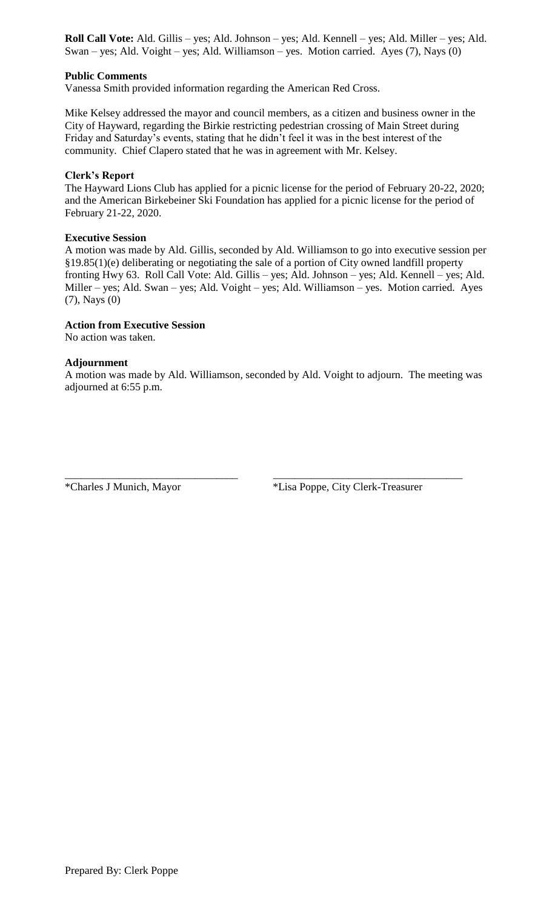**Roll Call Vote:** Ald. Gillis – yes; Ald. Johnson – yes; Ald. Kennell – yes; Ald. Miller – yes; Ald. Swan – yes; Ald. Voight – yes; Ald. Williamson – yes. Motion carried. Ayes (7), Nays (0)

**Public Comments**

Vanessa Smith provided information regarding the American Red Cross.

Mike Kelsey addressed the mayor and council members, as a citizen and business owner in the City of Hayward, regarding the Birkie restricting pedestrian crossing of Main Street during Friday and Saturday's events, stating that he didn't feel it was in the best interest of the community. Chief Clapero stated that he was in agreement with Mr. Kelsey.

**Clerk's Report**

The Hayward Lions Club has applied for a picnic license for the period of February 20-22, 2020; and the American Birkebeiner Ski Foundation has applied for a picnic license for the period of February 21-22, 2020.

**Executive Session**

A motion was made by Ald. Gillis, seconded by Ald. Williamson to go into executive session per §19.85(1)(e) deliberating or negotiating the sale of a portion of City owned landfill property fronting Hwy 63. Roll Call Vote: Ald. Gillis – yes; Ald. Johnson – yes; Ald. Kennell – yes; Ald. Miller – yes; Ald. Swan – yes; Ald. Voight – yes; Ald. Williamson – yes. Motion carried. Ayes (7), Nays (0)

**Action from Executive Session**

No action was taken.

**Adjournment**

A motion was made by Ald. Williamson, seconded by Ald. Voight to adjourn. The meeting was adjourned at 6:55 p.m.

_______________________________ _______________________________

*Charles J Munich, Mayor *Lisa Poppe, City Clerk-Treasurer

Prepared By: Clerk Poppe